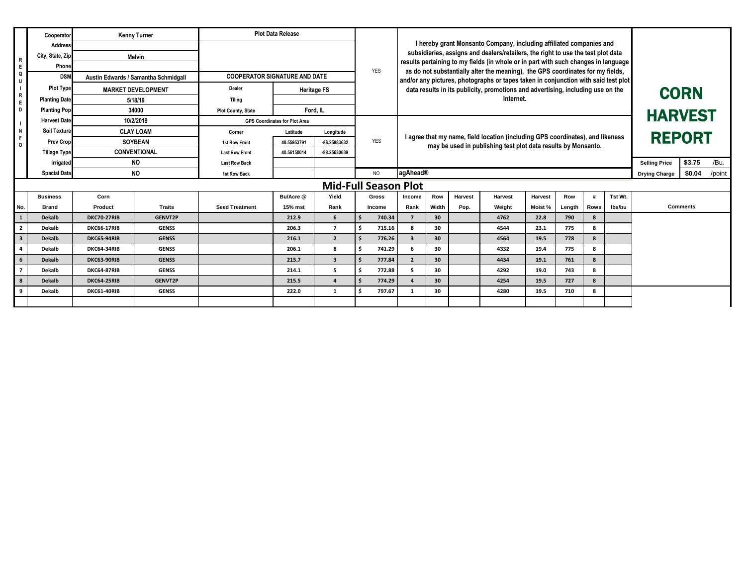# CORN HARVEST REPORT

| REQUIRED INFO | | |
|---|---|---|
| Cooperator | Kenny Turner | |
| Address | | |
| City, State, Zip | Melvin | |
| Phone | | |
| DSM | Austin Edwards / Samantha Schmidgall | |
| Plot Type | MARKET DEVELOPMENT | |
| Planting Date | 5/18/19 | |
| Planting Pop | 34000 | |
| Harvest Date | 10/2/2019 | |
| Soil Texture | CLAY LOAM | |
| Prev Crop | SOYBEAN | |
| Tillage Type | CONVENTIONAL | |
| Irrigated | NO | |
| Spacial Data | NO | |

| Plot Data Release | | |
|---|---|---|
| COOPERATOR SIGNATURE AND DATE | | |
| Dealer | Heritage FS | |
| Tiling | | |
| Plot County, State | Ford, IL | |
| GPS Coordinates for Plot Area | | |
| Corner | Latitude | Longitude |
| 1st Row Front | 40.55953791 | -88.25883632 |
| Last Row Front | 40.56150014 | -88.25630639 |
| Last Row Back | | |
| 1st Row Back | | |

YES — I hereby grant Monsanto Company, including affiliated companies and subsidiaries, assigns and dealers/retailers, the right to use the test plot data results pertaining to my fields (in whole or in part with such changes in language as do not substantially alter the meaning), the GPS coordinates for my fields, and/or any pictures, photographs or tapes taken in conjunction with said test plot data results in its publicity, promotions and advertising, including use on the Internet.

YES — I agree that my name, field location (including GPS coordinates), and likeness may be used in publishing test plot data results by Monsanto.

NO — agAhead®

| Selling Price | $3.75 | /Bu. |
|---|---|---|
| Drying Charge | $0.04 | /point |

## Mid-Full Season Plot

| No. | Business Brand | Corn Product | Traits | Seed Treatment | Bu/Acre @ 15% mst | Yield Rank | Gross Income | Income Rank | Row Width | Harvest Pop. | Harvest Weight | Harvest Moist % | Row Length | # Rows | Tst Wt. lbs/bu | Comments |
|---|---|---|---|---|---|---|---|---|---|---|---|---|---|---|---|---|
| 1 | Dekalb | DKC70-27RIB | GENVT2P | | 212.9 | 6 | $ 740.34 | 7 | 30 | | 4762 | 22.8 | 790 | 8 | | |
| 2 | Dekalb | DKC66-17RIB | GENSS | | 206.3 | 7 | $ 715.16 | 8 | 30 | | 4544 | 23.1 | 775 | 8 | | |
| 3 | Dekalb | DKC65-94RIB | GENSS | | 216.1 | 2 | $ 776.26 | 3 | 30 | | 4564 | 19.5 | 778 | 8 | | |
| 4 | Dekalb | DKC64-34RIB | GENSS | | 206.1 | 8 | $ 741.29 | 6 | 30 | | 4332 | 19.4 | 775 | 8 | | |
| 6 | Dekalb | DKC63-90RIB | GENSS | | 215.7 | 3 | $ 777.84 | 2 | 30 | | 4434 | 19.1 | 761 | 8 | | |
| 7 | Dekalb | DKC64-87RIB | GENSS | | 214.1 | 5 | $ 772.88 | 5 | 30 | | 4292 | 19.0 | 743 | 8 | | |
| 8 | Dekalb | DKC64-25RIB | GENVT2P | | 215.5 | 4 | $ 774.29 | 4 | 30 | | 4254 | 19.5 | 727 | 8 | | |
| 9 | Dekalb | DKC61-40RIB | GENSS | | 222.0 | 1 | $ 797.67 | 1 | 30 | | 4280 | 19.5 | 710 | 8 | | |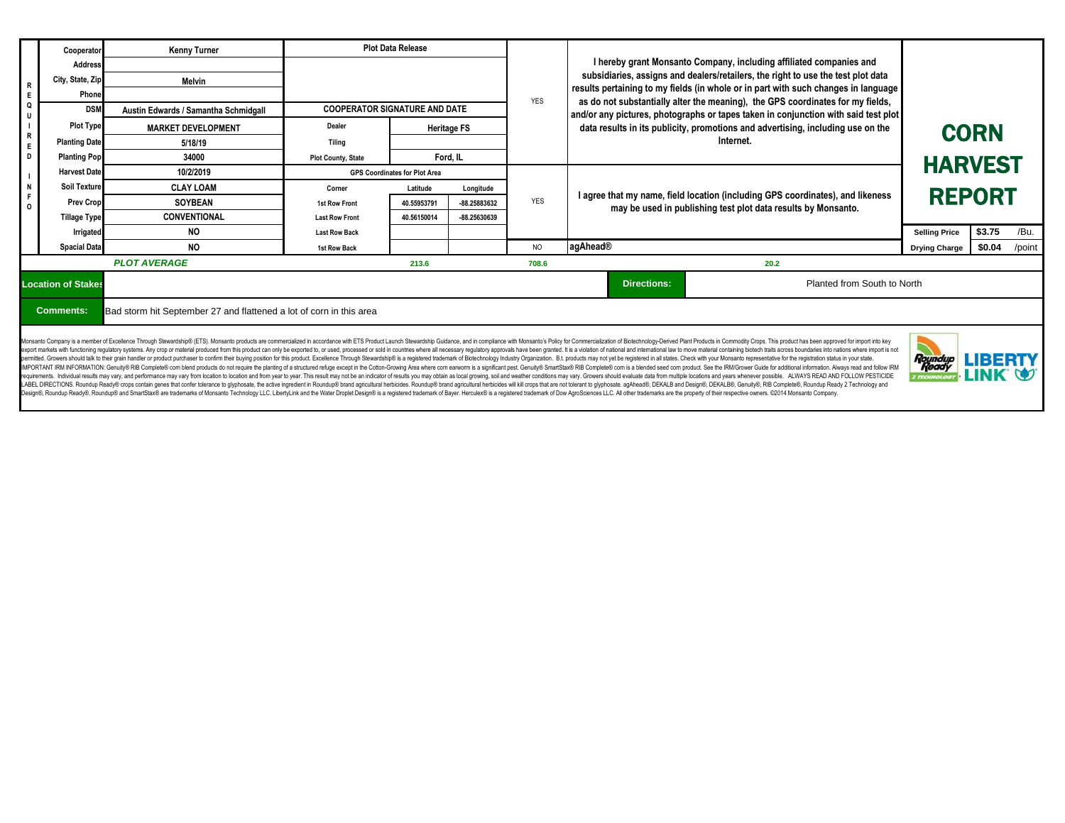| | | | | | | | | |
|---|---|---|---|---|---|---|---|---|
| REQUIRED INFO | Cooperator | Kenny Turner | Plot Data Release | | | YES | I hereby grant Monsanto Company, including affiliated companies and subsidiaries, assigns and dealers/retailers, the right to use the test plot data results pertaining to my fields (in whole or in part with such changes in language as do not substantially alter the meaning), the GPS coordinates for my fields, and/or any pictures, photographs or tapes taken in conjunction with said test plot data results in its publicity, promotions and advertising, including use on the Internet. | **CORN HARVEST REPORT** |
| | Address | | | | | | | |
| | City, State, Zip | Melvin | | | | | | |
| | Phone | | | | | | | |
| | DSM | Austin Edwards / Samantha Schmidgall | COOPERATOR SIGNATURE AND DATE | | | | | |
| | Plot Type | MARKET DEVELOPMENT | Dealer | Heritage FS | | | | |
| | Planting Date | 5/18/19 | Tiling | | | | | |
| | Planting Pop | 34000 | Plot County, State | Ford, IL | | | | |
| | Harvest Date | 10/2/2019 | GPS Coordinates for Plot Area | | | YES | I agree that my name, field location (including GPS coordinates), and likeness may be used in publishing test plot data results by Monsanto. | |
| | Soil Texture | CLAY LOAM | Corner | Latitude | Longitude | | | |
| | Prev Crop | SOYBEAN | 1st Row Front | 40.55953791 | -88.25883632 | | | |
| | Tillage Type | CONVENTIONAL | Last Row Front | 40.56150014 | -88.25630639 | | | |
| | Irrigated | NO | Last Row Back | | | | | Selling Price: $3.75 /Bu. |
| | Spacial Data | NO | 1st Row Back | | | NO | agAhead® | Drying Charge: $0.04 /point |

| | | | | |
|---|---|---|---|---|
| *PLOT AVERAGE* | 213.6 | 708.6 | 20.2 | |

**Location of Stakes:**

**Directions:** Planted from South to North

**Comments:** Bad storm hit September 27 and flattened a lot of corn in this area

Monsanto Company is a member of Excellence Through Stewardship® (ETS). Monsanto products are commercialized in accordance with ETS Product Launch Stewardship Guidance, and in compliance with Monsanto's Policy for Commercialization of Biotechnology-Derived Plant Products in Commodity Crops. This product has been approved for import into key export markets with functioning regulatory systems. Any crop or material produced from this product can only be exported to, or used, processed or sold in countries where all necessary regulatory approvals have been granted. It is a violation of national and international law to move material containing biotech traits across boundaries into nations where import is not permitted. Growers should talk to their grain handler or product purchaser to confirm their buying position for this product. Excellence Through Stewardship® is a registered trademark of Biotechnology Industry Organization. B.t. products may not yet be registered in all states. Check with your Monsanto representative for the registration status in your state. IMPORTANT IRM INFORMATION: Genuity® RIB Complete® corn blend products do not require the planting of a structured refuge except in the Cotton-Growing Area where corn earworm is a significant pest. Genuity® SmartStax® RIB Complete® corn is a blended seed corn product. See the IRM/Grower Guide for additional information. Always read and follow IRM requirements. Individual results may vary, and performance may vary from location to location and from year to year. This result may not be an indicator of results you may obtain as local growing, soil and weather conditions may vary. Growers should evaluate data from multiple locations and years whenever possible. ALWAYS READ AND FOLLOW PESTICIDE LABEL DIRECTIONS. Roundup Ready® crops contain genes that confer tolerance to glyphosate, the active ingredient in Roundup® brand agricultural herbicides. Roundup® brand agricultural herbicides will kill crops that are not tolerant to glyphosate. agAhead®, DEKALB and Design®, DEKALB®, Genuity®, RIB Complete®, Roundup Ready 2 Technology and Design®, Roundup Ready®, Roundup® and SmartStax® are trademarks of Monsanto Technology LLC. LibertyLink and the Water Droplet Design® is a registered trademark of Bayer. Herculex® is a registered trademark of Dow AgroSciences LLC. All other trademarks are the property of their respective owners. ©2014 Monsanto Company.

Roundup Ready 2 TECHNOLOGY · LIBERTY LINK